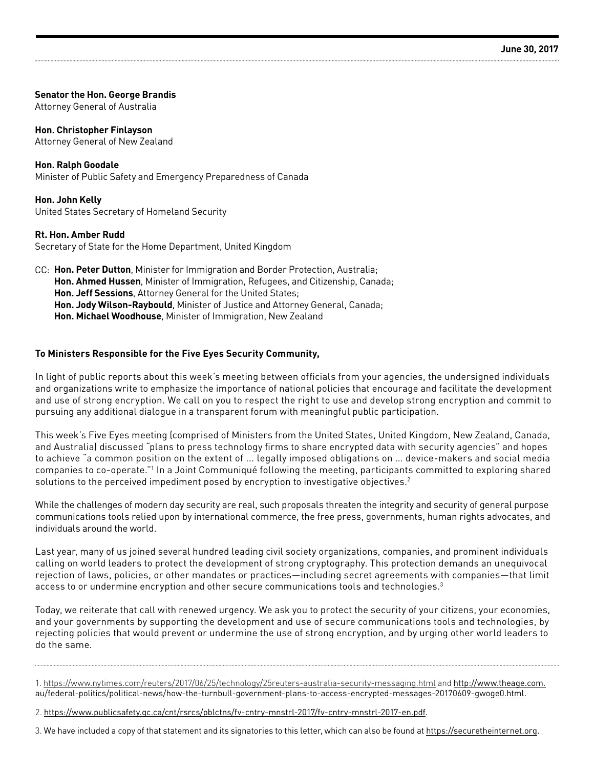**June 30, 2017**

**Senator the Hon. George Brandis**
Attorney General of Australia

**Hon. Christopher Finlayson**
Attorney General of New Zealand

**Hon. Ralph Goodale**
Minister of Public Safety and Emergency Preparedness of Canada

**Hon. John Kelly**
United States Secretary of Homeland Security

**Rt. Hon. Amber Rudd**
Secretary of State for the Home Department, United Kingdom

CC: **Hon. Peter Dutton**, Minister for Immigration and Border Protection, Australia;
**Hon. Ahmed Hussen**, Minister of Immigration, Refugees, and Citizenship, Canada;
**Hon. Jeff Sessions**, Attorney General for the United States;
**Hon. Jody Wilson-Raybould**, Minister of Justice and Attorney General, Canada;
**Hon. Michael Woodhouse**, Minister of Immigration, New Zealand

**To Ministers Responsible for the Five Eyes Security Community,**

In light of public reports about this week's meeting between officials from your agencies, the undersigned individuals and organizations write to emphasize the importance of national policies that encourage and facilitate the development and use of strong encryption. We call on you to respect the right to use and develop strong encryption and commit to pursuing any additional dialogue in a transparent forum with meaningful public participation.

This week's Five Eyes meeting (comprised of Ministers from the United States, United Kingdom, New Zealand, Canada, and Australia) discussed "plans to press technology firms to share encrypted data with security agencies" and hopes to achieve "a common position on the extent of ... legally imposed obligations on ... device-makers and social media companies to co-operate."[1] In a Joint Communiqué following the meeting, participants committed to exploring shared solutions to the perceived impediment posed by encryption to investigative objectives.[2]

While the challenges of modern day security are real, such proposals threaten the integrity and security of general purpose communications tools relied upon by international commerce, the free press, governments, human rights advocates, and individuals around the world.

Last year, many of us joined several hundred leading civil society organizations, companies, and prominent individuals calling on world leaders to protect the development of strong cryptography. This protection demands an unequivocal rejection of laws, policies, or other mandates or practices—including secret agreements with companies—that limit access to or undermine encryption and other secure communications tools and technologies.[3]

Today, we reiterate that call with renewed urgency. We ask you to protect the security of your citizens, your economies, and your governments by supporting the development and use of secure communications tools and technologies, by rejecting policies that would prevent or undermine the use of strong encryption, and by urging other world leaders to do the same.

---

1. https://www.nytimes.com/reuters/2017/06/25/technology/25reuters-australia-security-messaging.html and http://www.theage.com.au/federal-politics/political-news/how-the-turnbull-government-plans-to-access-encrypted-messages-20170609-gwoge0.html.

2. https://www.publicsafety.gc.ca/cnt/rsrcs/pblctns/fv-cntry-mnstrl-2017/fv-cntry-mnstrl-2017-en.pdf.

3. We have included a copy of that statement and its signatories to this letter, which can also be found at https://securetheinternet.org.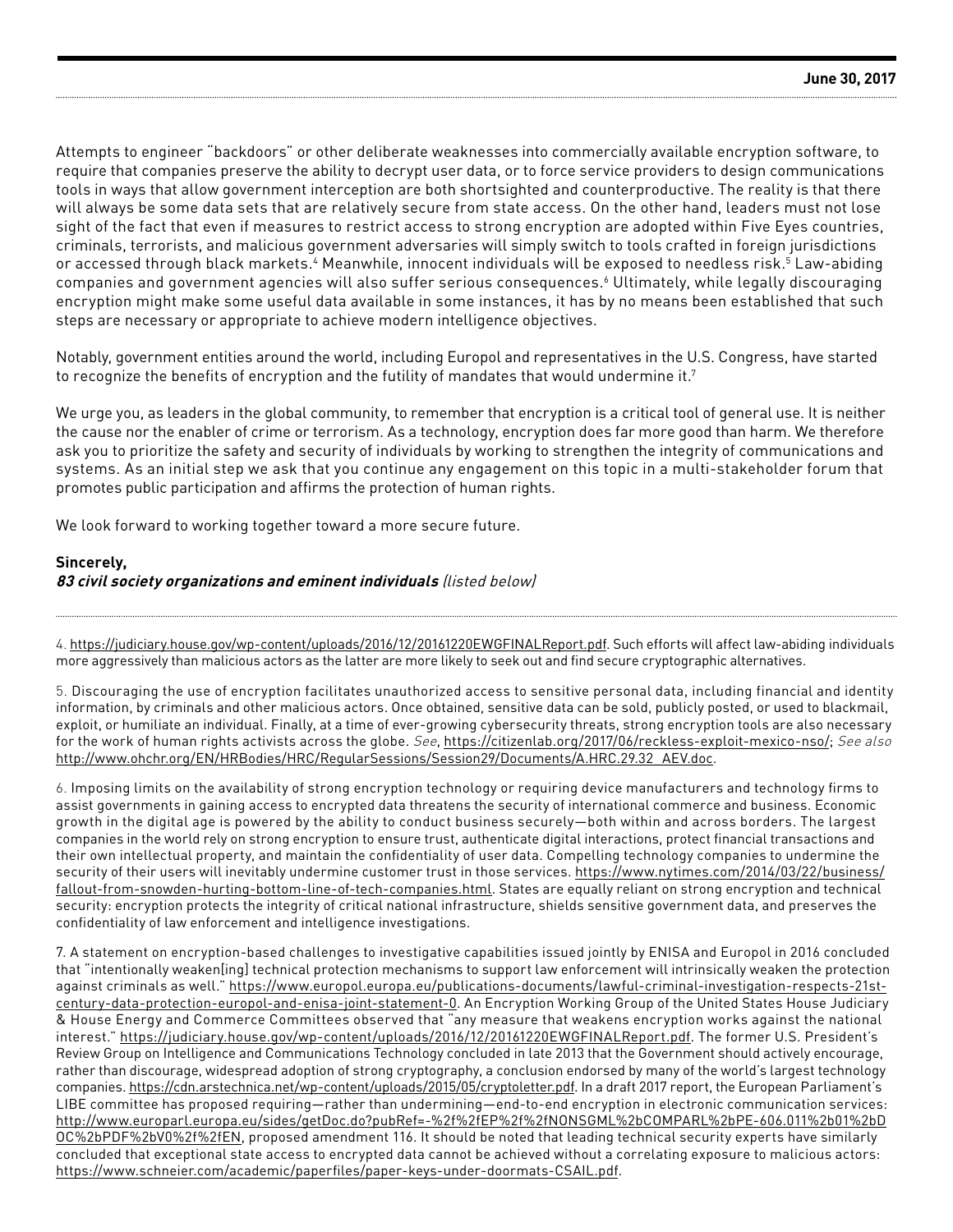Attempts to engineer "backdoors" or other deliberate weaknesses into commercially available encryption software, to require that companies preserve the ability to decrypt user data, or to force service providers to design communications tools in ways that allow government interception are both shortsighted and counterproductive. The reality is that there will always be some data sets that are relatively secure from state access. On the other hand, leaders must not lose sight of the fact that even if measures to restrict access to strong encryption are adopted within Five Eyes countries, criminals, terrorists, and malicious government adversaries will simply switch to tools crafted in foreign jurisdictions or accessed through black markets.[4] Meanwhile, innocent individuals will be exposed to needless risk.[5] Law-abiding companies and government agencies will also suffer serious consequences.[6] Ultimately, while legally discouraging encryption might make some useful data available in some instances, it has by no means been established that such steps are necessary or appropriate to achieve modern intelligence objectives.

Notably, government entities around the world, including Europol and representatives in the U.S. Congress, have started to recognize the benefits of encryption and the futility of mandates that would undermine it.[7]

We urge you, as leaders in the global community, to remember that encryption is a critical tool of general use. It is neither the cause nor the enabler of crime or terrorism. As a technology, encryption does far more good than harm. We therefore ask you to prioritize the safety and security of individuals by working to strengthen the integrity of communications and systems. As an initial step we ask that you continue any engagement on this topic in a multi-stakeholder forum that promotes public participation and affirms the protection of human rights.

We look forward to working together toward a more secure future.

**Sincerely,**
***83 civil society organizations and eminent individuals*** *(listed below)*

---

4. https://judiciary.house.gov/wp-content/uploads/2016/12/20161220EWGFINALReport.pdf. Such efforts will affect law-abiding individuals more aggressively than malicious actors as the latter are more likely to seek out and find secure cryptographic alternatives.

5. Discouraging the use of encryption facilitates unauthorized access to sensitive personal data, including financial and identity information, by criminals and other malicious actors. Once obtained, sensitive data can be sold, publicly posted, or used to blackmail, exploit, or humiliate an individual. Finally, at a time of ever-growing cybersecurity threats, strong encryption tools are also necessary for the work of human rights activists across the globe. *See*, https://citizenlab.org/2017/06/reckless-exploit-mexico-nso/; *See also* http://www.ohchr.org/EN/HRBodies/HRC/RegularSessions/Session29/Documents/A.HRC.29.32_AEV.doc.

6. Imposing limits on the availability of strong encryption technology or requiring device manufacturers and technology firms to assist governments in gaining access to encrypted data threatens the security of international commerce and business. Economic growth in the digital age is powered by the ability to conduct business securely—both within and across borders. The largest companies in the world rely on strong encryption to ensure trust, authenticate digital interactions, protect financial transactions and their own intellectual property, and maintain the confidentiality of user data. Compelling technology companies to undermine the security of their users will inevitably undermine customer trust in those services. https://www.nytimes.com/2014/03/22/business/fallout-from-snowden-hurting-bottom-line-of-tech-companies.html. States are equally reliant on strong encryption and technical security: encryption protects the integrity of critical national infrastructure, shields sensitive government data, and preserves the confidentiality of law enforcement and intelligence investigations.

7. A statement on encryption-based challenges to investigative capabilities issued jointly by ENISA and Europol in 2016 concluded that "intentionally weaken[ing] technical protection mechanisms to support law enforcement will intrinsically weaken the protection against criminals as well." https://www.europol.europa.eu/publications-documents/lawful-criminal-investigation-respects-21st-century-data-protection-europol-and-enisa-joint-statement-0. An Encryption Working Group of the United States House Judiciary & House Energy and Commerce Committees observed that "any measure that weakens encryption works against the national interest." https://judiciary.house.gov/wp-content/uploads/2016/12/20161220EWGFINALReport.pdf. The former U.S. President's Review Group on Intelligence and Communications Technology concluded in late 2013 that the Government should actively encourage, rather than discourage, widespread adoption of strong cryptography, a conclusion endorsed by many of the world's largest technology companies. https://cdn.arstechnica.net/wp-content/uploads/2015/05/cryptoletter.pdf. In a draft 2017 report, the European Parliament's LIBE committee has proposed requiring—rather than undermining—end-to-end encryption in electronic communication services: http://www.europarl.europa.eu/sides/getDoc.do?pubRef=-%2f%2fEP%2f%2fNONSGML%2bCOMPARL%2bPE-606.011%2b01%2bDOC%2bPDF%2bV0%2f%2fEN, proposed amendment 116. It should be noted that leading technical security experts have similarly concluded that exceptional state access to encrypted data cannot be achieved without a correlating exposure to malicious actors: https://www.schneier.com/academic/paperfiles/paper-keys-under-doormats-CSAIL.pdf.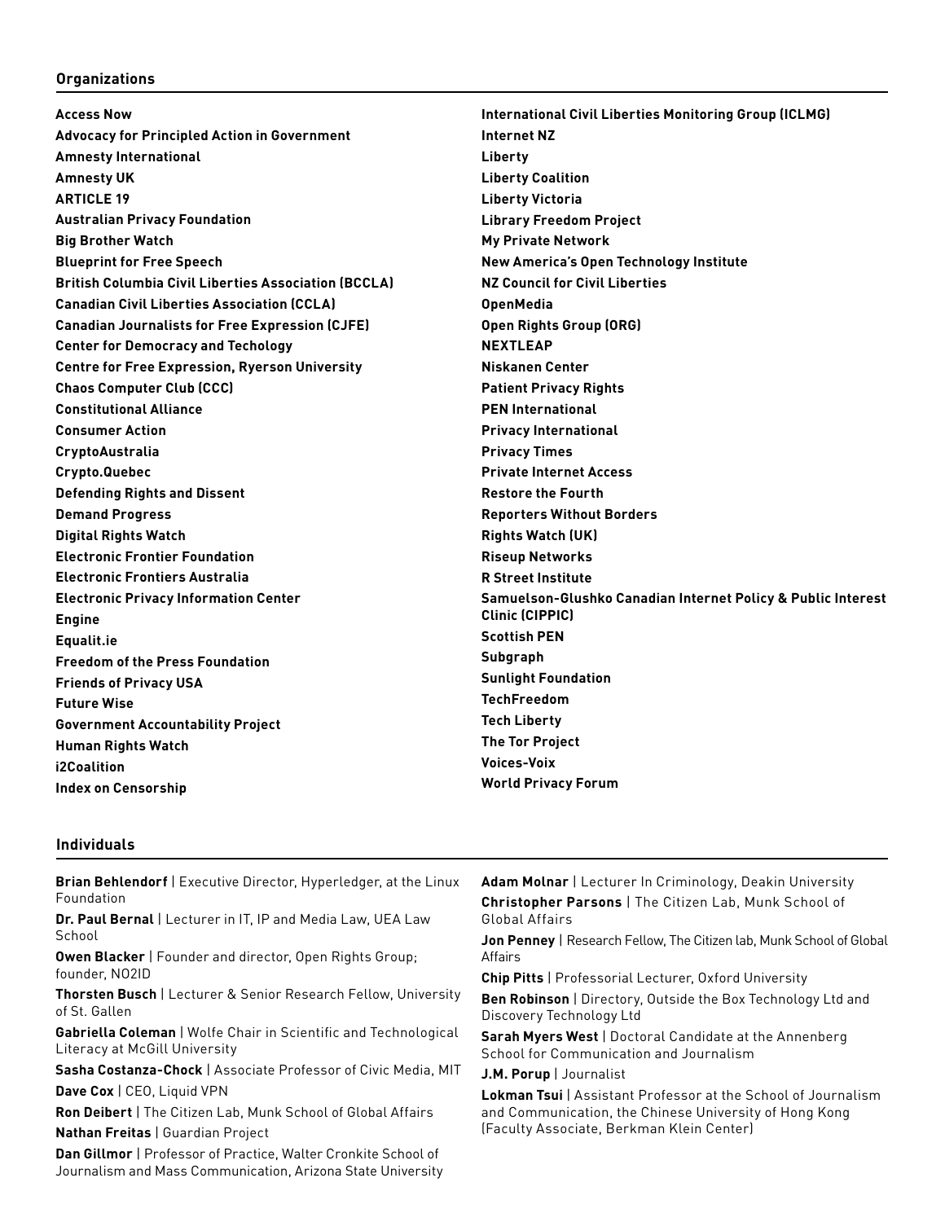## Organizations

**Access Now**
**Advocacy for Principled Action in Government**
**Amnesty International**
**Amnesty UK**
**ARTICLE 19**
**Australian Privacy Foundation**
**Big Brother Watch**
**Blueprint for Free Speech**
**British Columbia Civil Liberties Association (BCCLA)**
**Canadian Civil Liberties Association (CCLA)**
**Canadian Journalists for Free Expression (CJFE)**
**Center for Democracy and Techology**
**Centre for Free Expression, Ryerson University**
**Chaos Computer Club (CCC)**
**Constitutional Alliance**
**Consumer Action**
**CryptoAustralia**
**Crypto.Quebec**
**Defending Rights and Dissent**
**Demand Progress**
**Digital Rights Watch**
**Electronic Frontier Foundation**
**Electronic Frontiers Australia**
**Electronic Privacy Information Center**
**Engine**
**Equalit.ie**
**Freedom of the Press Foundation**
**Friends of Privacy USA**
**Future Wise**
**Government Accountability Project**
**Human Rights Watch**
**i2Coalition**
**Index on Censorship**
**International Civil Liberties Monitoring Group (ICLMG)**
**Internet NZ**
**Liberty**
**Liberty Coalition**
**Liberty Victoria**
**Library Freedom Project**
**My Private Network**
**New America's Open Technology Institute**
**NZ Council for Civil Liberties**
**OpenMedia**
**Open Rights Group (ORG)**
**NEXTLEAP**
**Niskanen Center**
**Patient Privacy Rights**
**PEN International**
**Privacy International**
**Privacy Times**
**Private Internet Access**
**Restore the Fourth**
**Reporters Without Borders**
**Rights Watch (UK)**
**Riseup Networks**
**R Street Institute**
**Samuelson-Glushko Canadian Internet Policy & Public Interest Clinic (CIPPIC)**
**Scottish PEN**
**Subgraph**
**Sunlight Foundation**
**TechFreedom**
**Tech Liberty**
**The Tor Project**
**Voices-Voix**
**World Privacy Forum**

## Individuals

**Brian Behlendorf** | Executive Director, Hyperledger, at the Linux Foundation

**Dr. Paul Bernal** | Lecturer in IT, IP and Media Law, UEA Law School

**Owen Blacker** | Founder and director, Open Rights Group; founder, NO2ID

**Thorsten Busch** | Lecturer & Senior Research Fellow, University of St. Gallen

**Gabriella Coleman** | Wolfe Chair in Scientific and Technological Literacy at McGill University

**Sasha Costanza-Chock** | Associate Professor of Civic Media, MIT

**Dave Cox** | CEO, Liquid VPN

**Ron Deibert** | The Citizen Lab, Munk School of Global Affairs

**Nathan Freitas** | Guardian Project

**Dan Gillmor** | Professor of Practice, Walter Cronkite School of Journalism and Mass Communication, Arizona State University

**Adam Molnar** | Lecturer In Criminology, Deakin University

**Christopher Parsons** | The Citizen Lab, Munk School of Global Affairs

**Jon Penney** | Research Fellow, The Citizen lab, Munk School of Global Affairs

**Chip Pitts** | Professorial Lecturer, Oxford University

**Ben Robinson** | Directory, Outside the Box Technology Ltd and Discovery Technology Ltd

**Sarah Myers West** | Doctoral Candidate at the Annenberg School for Communication and Journalism

**J.M. Porup** | Journalist

**Lokman Tsui** | Assistant Professor at the School of Journalism and Communication, the Chinese University of Hong Kong (Faculty Associate, Berkman Klein Center)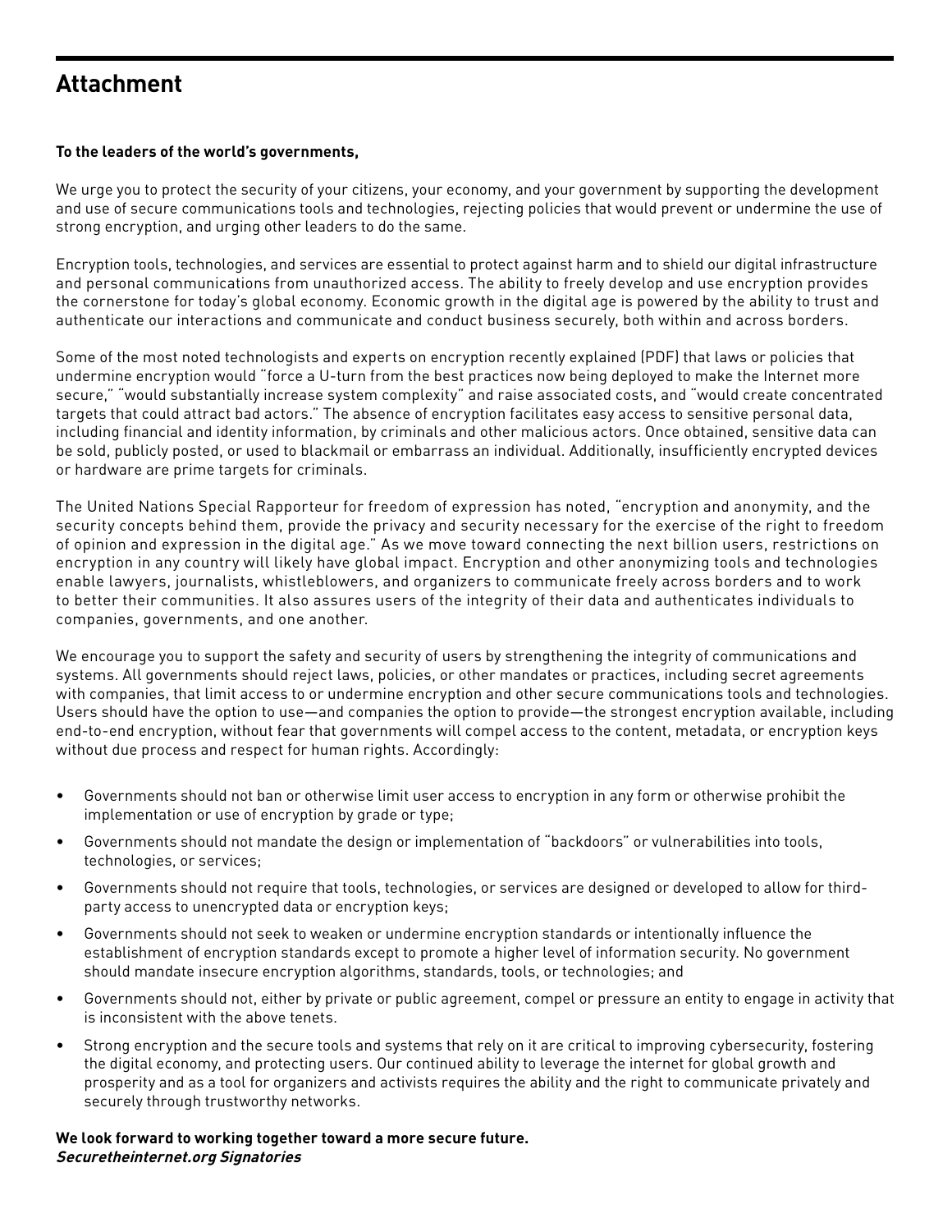# Attachment

**To the leaders of the world's governments,**

We urge you to protect the security of your citizens, your economy, and your government by supporting the development and use of secure communications tools and technologies, rejecting policies that would prevent or undermine the use of strong encryption, and urging other leaders to do the same.

Encryption tools, technologies, and services are essential to protect against harm and to shield our digital infrastructure and personal communications from unauthorized access. The ability to freely develop and use encryption provides the cornerstone for today's global economy. Economic growth in the digital age is powered by the ability to trust and authenticate our interactions and communicate and conduct business securely, both within and across borders.

Some of the most noted technologists and experts on encryption recently explained (PDF) that laws or policies that undermine encryption would "force a U-turn from the best practices now being deployed to make the Internet more secure," "would substantially increase system complexity" and raise associated costs, and "would create concentrated targets that could attract bad actors." The absence of encryption facilitates easy access to sensitive personal data, including financial and identity information, by criminals and other malicious actors. Once obtained, sensitive data can be sold, publicly posted, or used to blackmail or embarrass an individual. Additionally, insufficiently encrypted devices or hardware are prime targets for criminals.

The United Nations Special Rapporteur for freedom of expression has noted, "encryption and anonymity, and the security concepts behind them, provide the privacy and security necessary for the exercise of the right to freedom of opinion and expression in the digital age." As we move toward connecting the next billion users, restrictions on encryption in any country will likely have global impact. Encryption and other anonymizing tools and technologies enable lawyers, journalists, whistleblowers, and organizers to communicate freely across borders and to work to better their communities. It also assures users of the integrity of their data and authenticates individuals to companies, governments, and one another.

We encourage you to support the safety and security of users by strengthening the integrity of communications and systems. All governments should reject laws, policies, or other mandates or practices, including secret agreements with companies, that limit access to or undermine encryption and other secure communications tools and technologies. Users should have the option to use—and companies the option to provide—the strongest encryption available, including end-to-end encryption, without fear that governments will compel access to the content, metadata, or encryption keys without due process and respect for human rights. Accordingly:

- Governments should not ban or otherwise limit user access to encryption in any form or otherwise prohibit the implementation or use of encryption by grade or type;
- Governments should not mandate the design or implementation of "backdoors" or vulnerabilities into tools, technologies, or services;
- Governments should not require that tools, technologies, or services are designed or developed to allow for third-party access to unencrypted data or encryption keys;
- Governments should not seek to weaken or undermine encryption standards or intentionally influence the establishment of encryption standards except to promote a higher level of information security. No government should mandate insecure encryption algorithms, standards, tools, or technologies; and
- Governments should not, either by private or public agreement, compel or pressure an entity to engage in activity that is inconsistent with the above tenets.
- Strong encryption and the secure tools and systems that rely on it are critical to improving cybersecurity, fostering the digital economy, and protecting users. Our continued ability to leverage the internet for global growth and prosperity and as a tool for organizers and activists requires the ability and the right to communicate privately and securely through trustworthy networks.

**We look forward to working together toward a more secure future.**
***Securetheinternet.org Signatories***